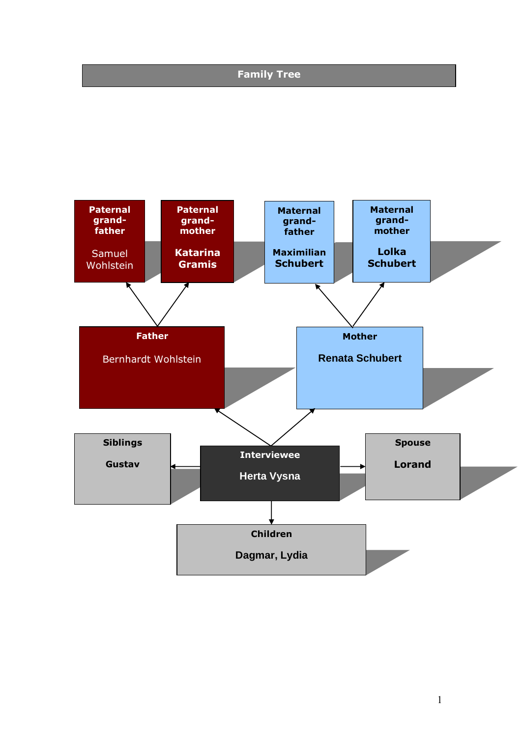# Family Tree

**Paternal grand-father**
Samuel Wohlstein

**Paternal grand-mother**
**Katarina Gramis**

**Maternal grand-father**
**Maximilian Schubert**

**Maternal grand-mother**
**Lolka Schubert**

**Father**
Bernhardt Wohlstein

**Mother**
**Renata Schubert**

**Siblings**
**Gustav**

**Interviewee**
**Herta Vysna**

**Spouse**
**Lorand**

**Children**
**Dagmar, Lydia**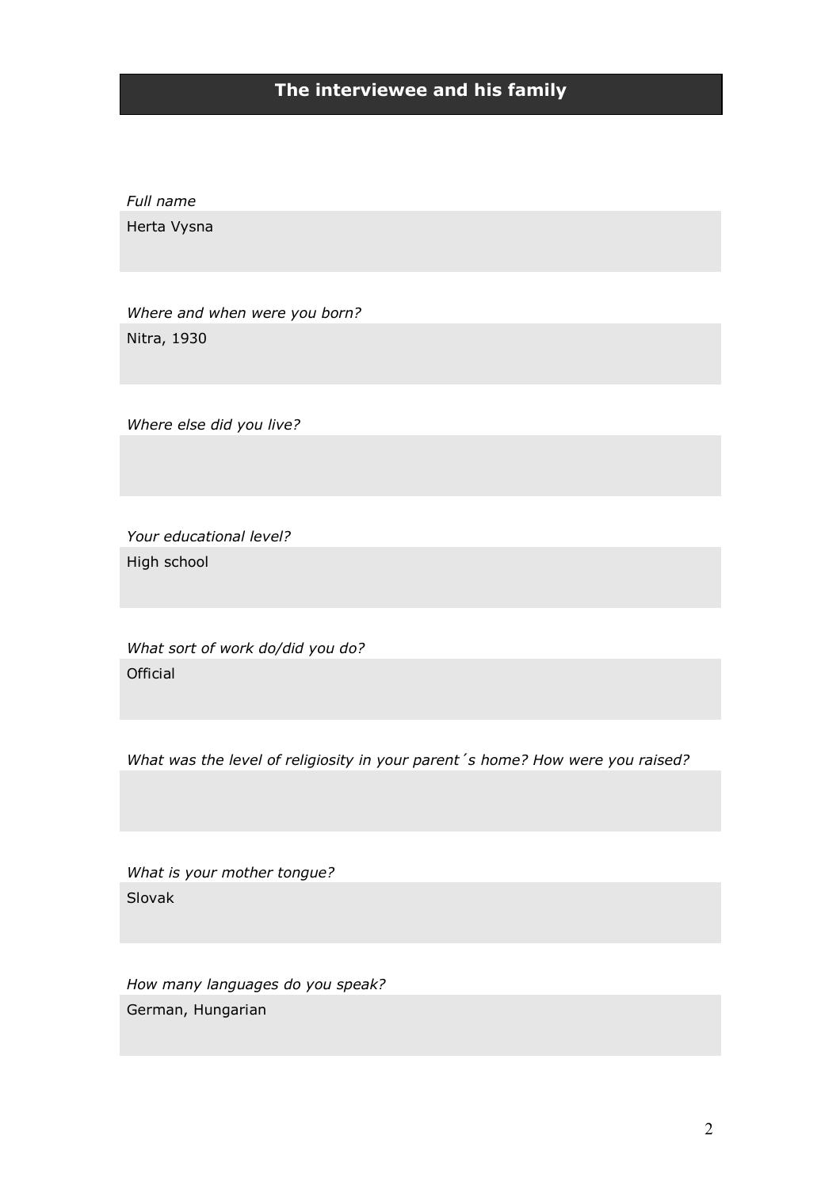## The interviewee and his family

*Full name*

Herta Vysna

*Where and when were you born?*

Nitra, 1930

*Where else did you live?*

*Your educational level?*

High school

*What sort of work do/did you do?*

Official

*What was the level of religiosity in your parent´s home? How were you raised?*

*What is your mother tongue?*

Slovak

*How many languages do you speak?*

German, Hungarian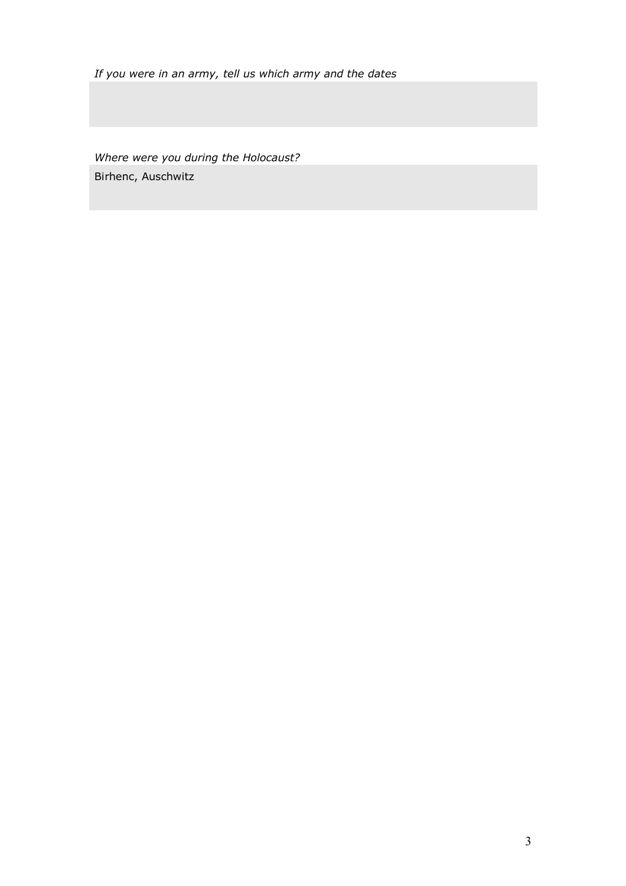*If you were in an army, tell us which army and the dates*

*Where were you during the Holocaust?*

Birhenc, Auschwitz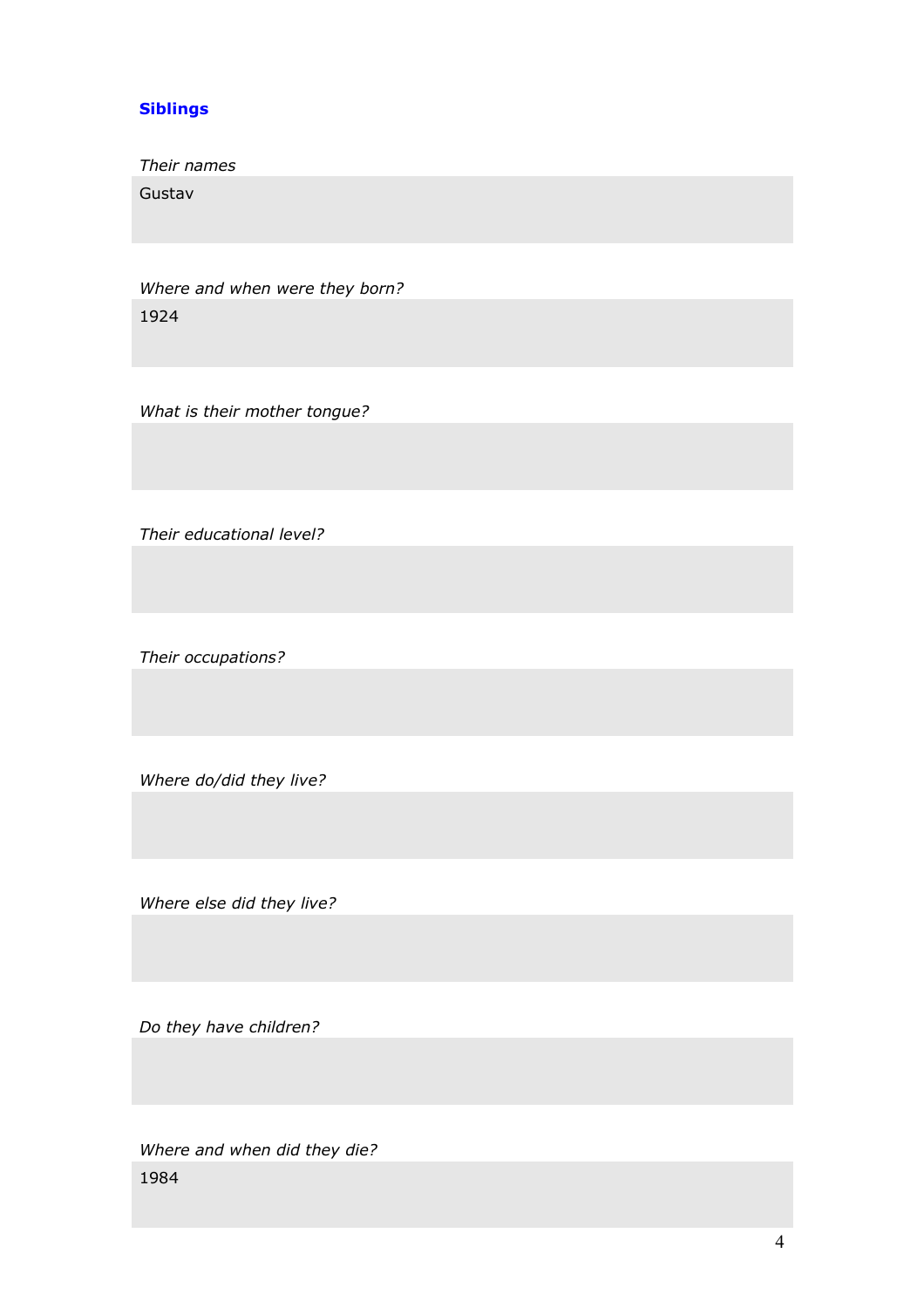## Siblings

*Their names*

Gustav

*Where and when were they born?*

1924

*What is their mother tongue?*

*Their educational level?*

*Their occupations?*

*Where do/did they live?*

*Where else did they live?*

*Do they have children?*

*Where and when did they die?*

1984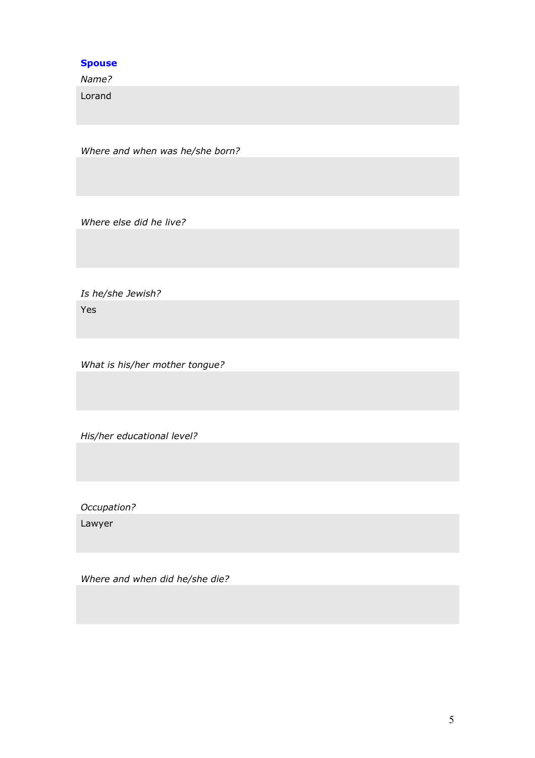## Spouse

*Name?*

Lorand

*Where and when was he/she born?*

*Where else did he live?*

*Is he/she Jewish?*

Yes

*What is his/her mother tongue?*

*His/her educational level?*

*Occupation?*

Lawyer

*Where and when did he/she die?*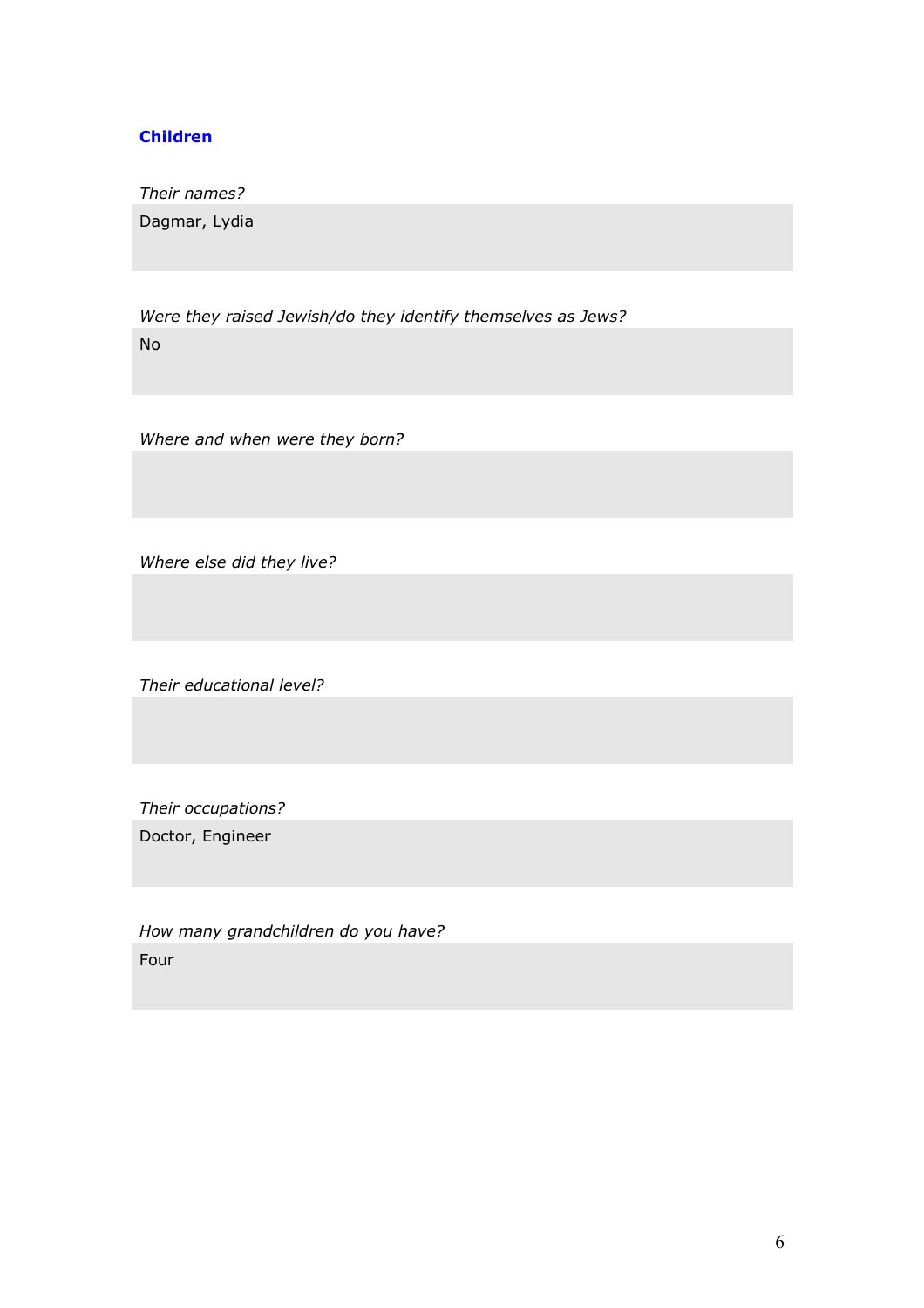## Children

*Their names?*

Dagmar, Lydia

*Were they raised Jewish/do they identify themselves as Jews?*

No

*Where and when were they born?*

*Where else did they live?*

*Their educational level?*

*Their occupations?*

Doctor, Engineer

*How many grandchildren do you have?*

Four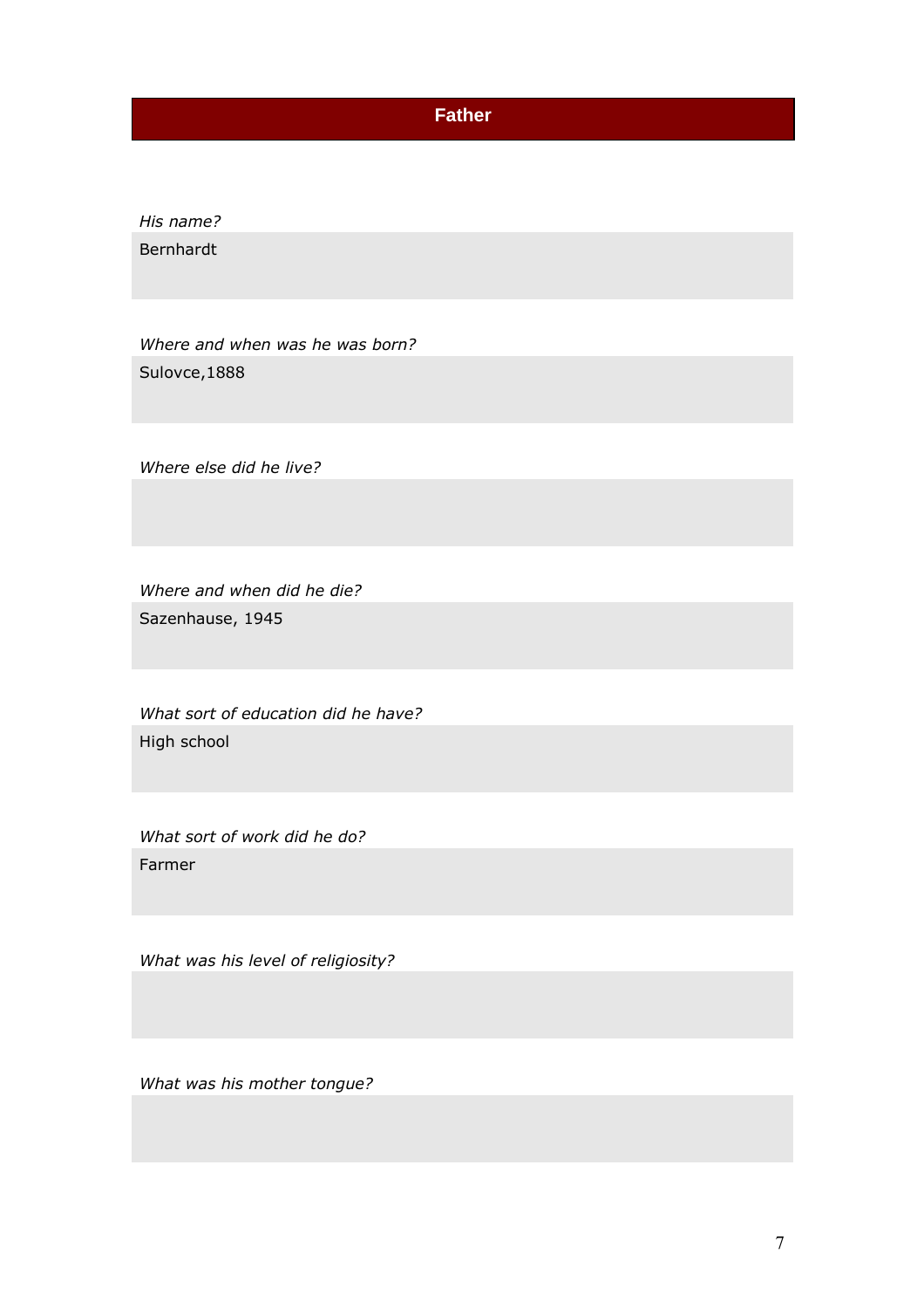## Father

*His name?*

Bernhardt

*Where and when was he was born?*

Sulovce,1888

*Where else did he live?*

*Where and when did he die?*

Sazenhause, 1945

*What sort of education did he have?*

High school

*What sort of work did he do?*

Farmer

*What was his level of religiosity?*

*What was his mother tongue?*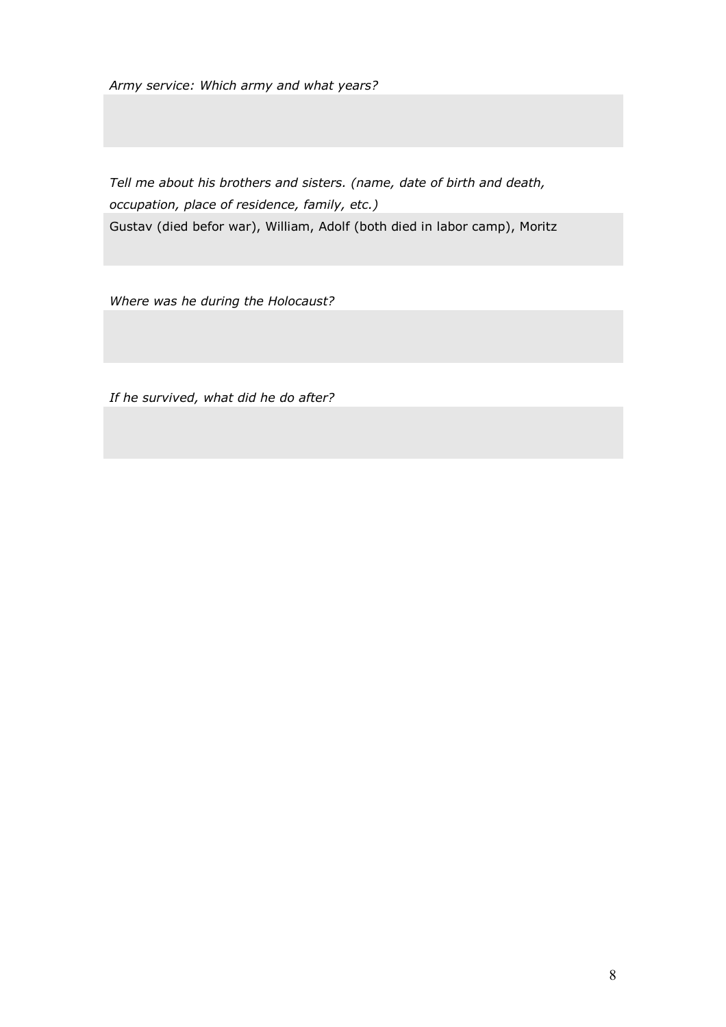*Army service: Which army and what years?*

*Tell me about his brothers and sisters. (name, date of birth and death, occupation, place of residence, family, etc.)*

Gustav (died befor war), William, Adolf (both died in labor camp), Moritz

*Where was he during the Holocaust?*

*If he survived, what did he do after?*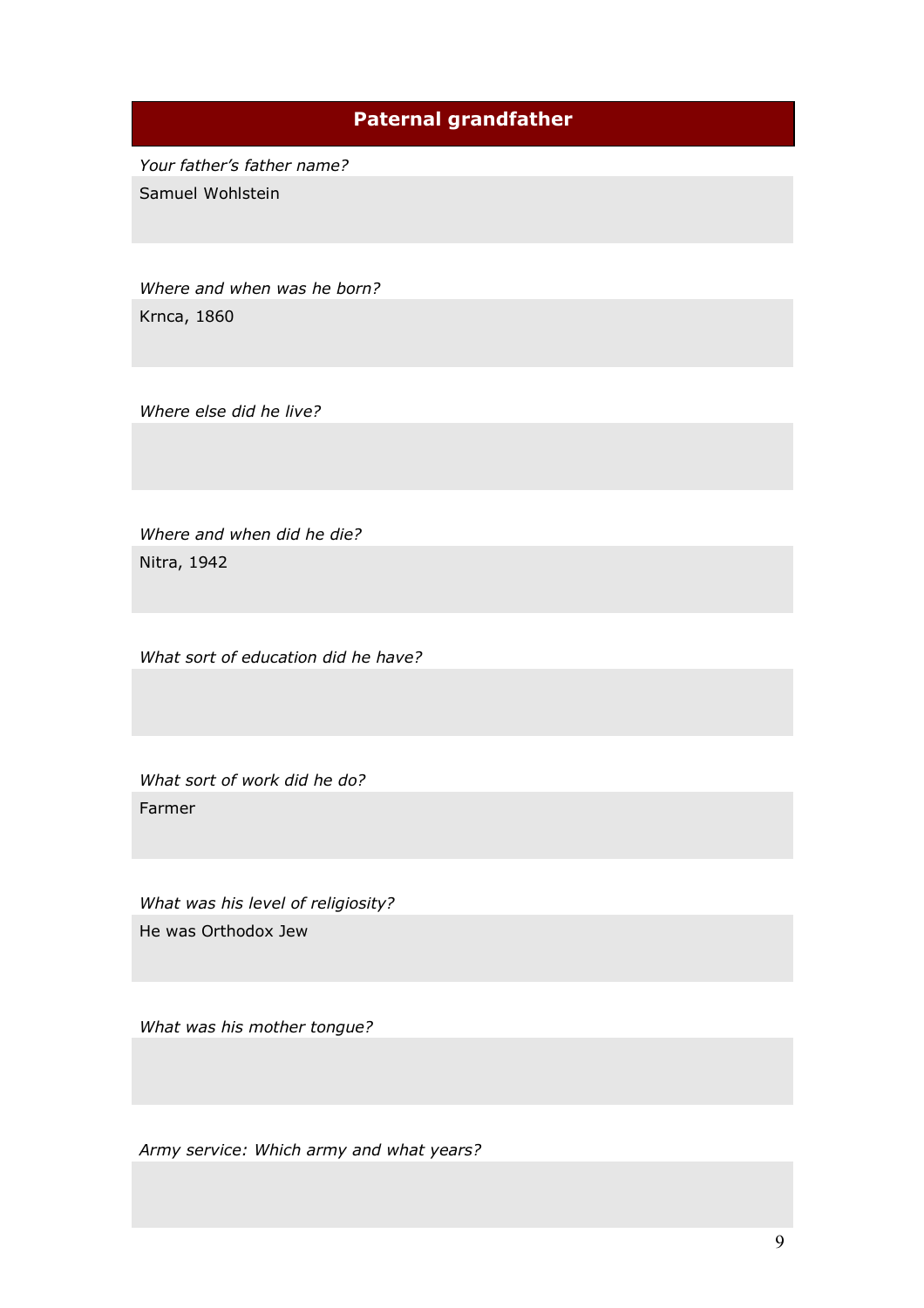## Paternal grandfather

*Your father's father name?*

Samuel Wohlstein

*Where and when was he born?*

Krnca, 1860

*Where else did he live?*

*Where and when did he die?*

Nitra, 1942

*What sort of education did he have?*

*What sort of work did he do?*

Farmer

*What was his level of religiosity?*

He was Orthodox Jew

*What was his mother tongue?*

*Army service: Which army and what years?*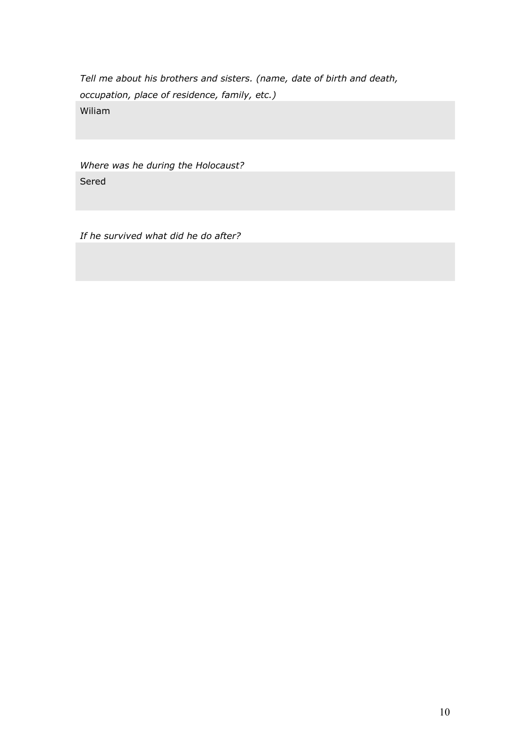*Tell me about his brothers and sisters. (name, date of birth and death, occupation, place of residence, family, etc.)*

Wiliam

*Where was he during the Holocaust?*

Sered

*If he survived what did he do after?*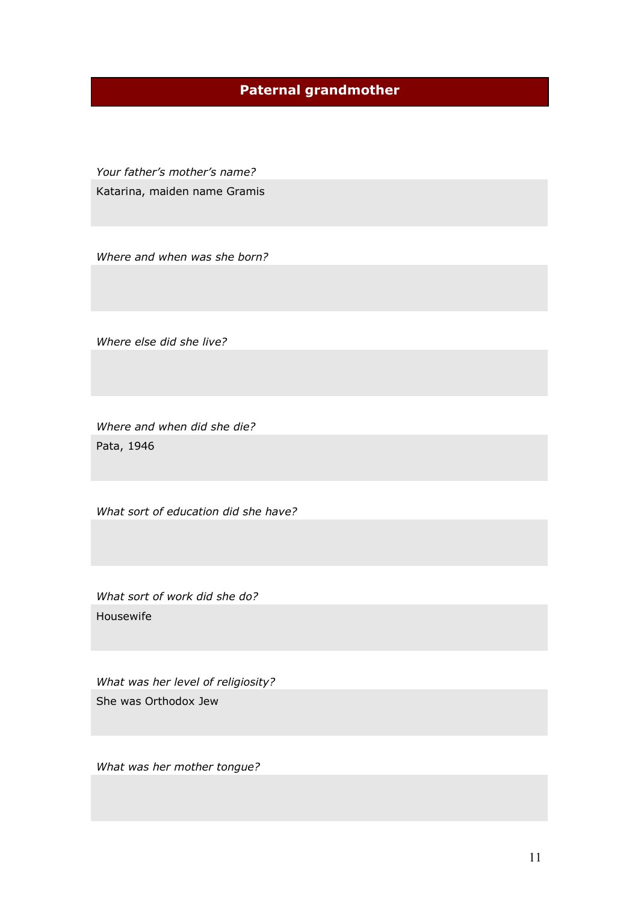## Paternal grandmother

*Your father's mother's name?*

Katarina, maiden name Gramis

*Where and when was she born?*

*Where else did she live?*

*Where and when did she die?*

Pata, 1946

*What sort of education did she have?*

*What sort of work did she do?*

Housewife

*What was her level of religiosity?*

She was Orthodox Jew

*What was her mother tongue?*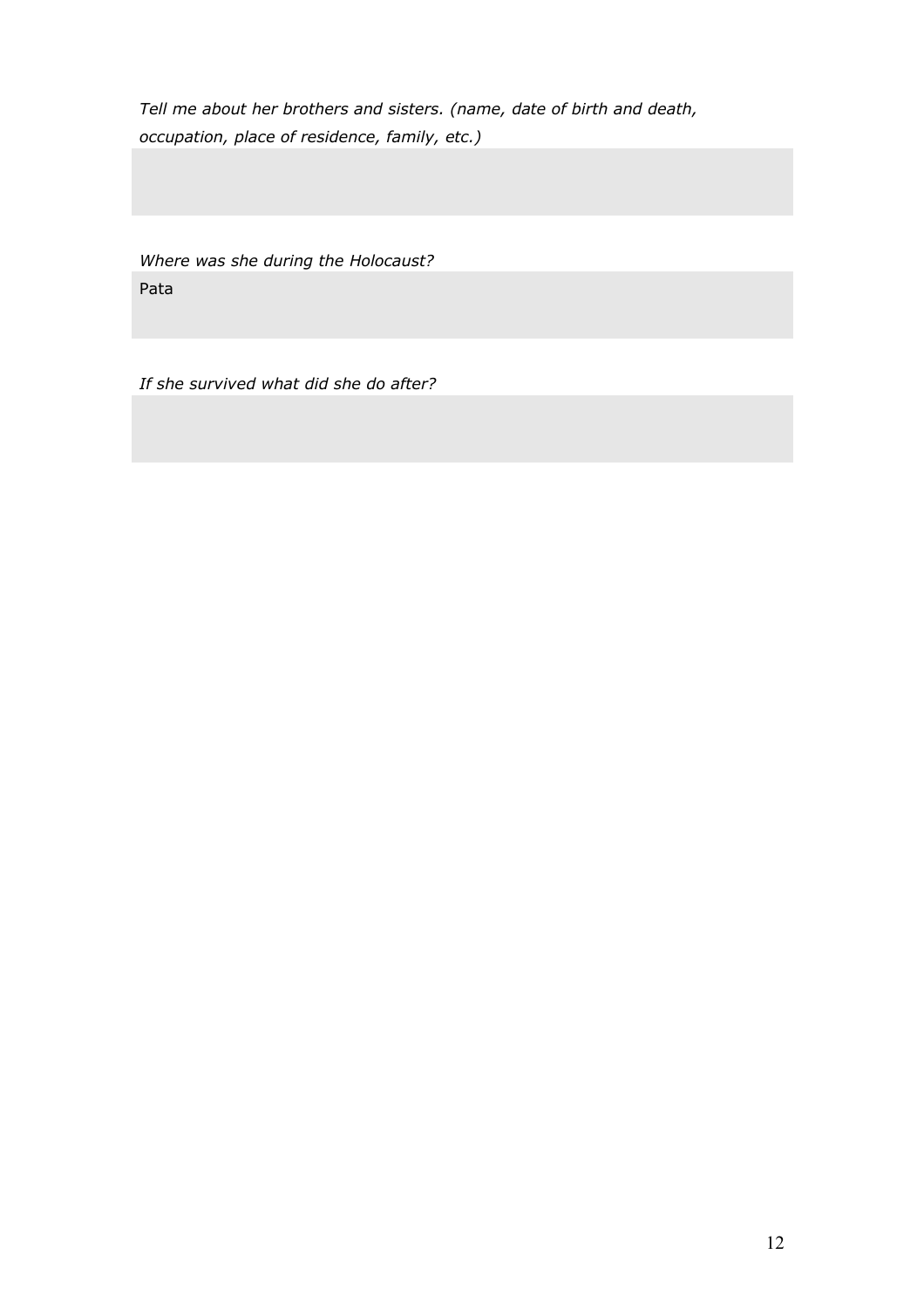*Tell me about her brothers and sisters. (name, date of birth and death, occupation, place of residence, family, etc.)*

*Where was she during the Holocaust?*

Pata

*If she survived what did she do after?*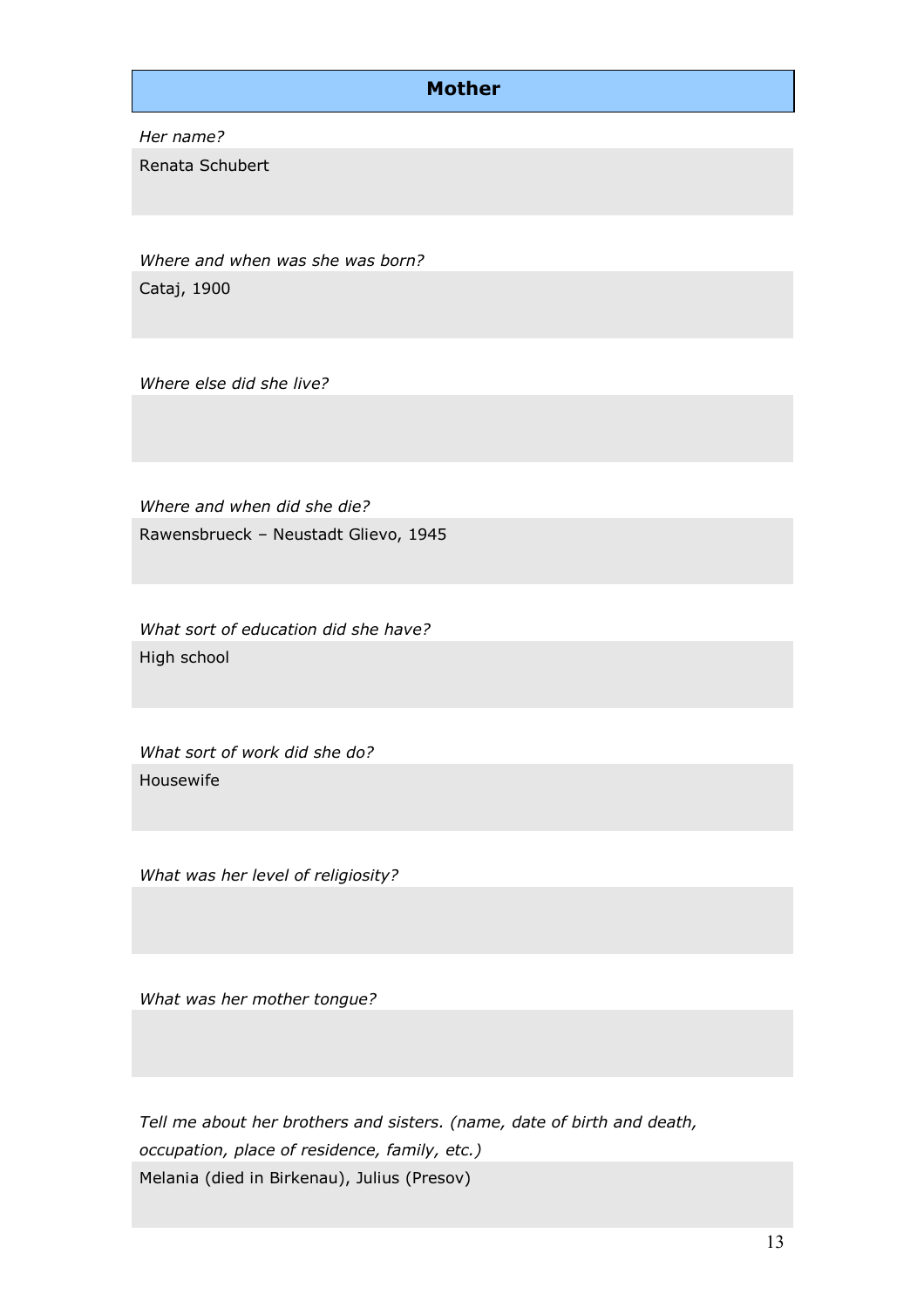## Mother

*Her name?*

Renata Schubert

*Where and when was she was born?*

Cataj, 1900

*Where else did she live?*

*Where and when did she die?*

Rawensbrueck – Neustadt Glievo, 1945

*What sort of education did she have?*

High school

*What sort of work did she do?*

Housewife

*What was her level of religiosity?*

*What was her mother tongue?*

*Tell me about her brothers and sisters. (name, date of birth and death, occupation, place of residence, family, etc.)*

Melania (died in Birkenau), Julius (Presov)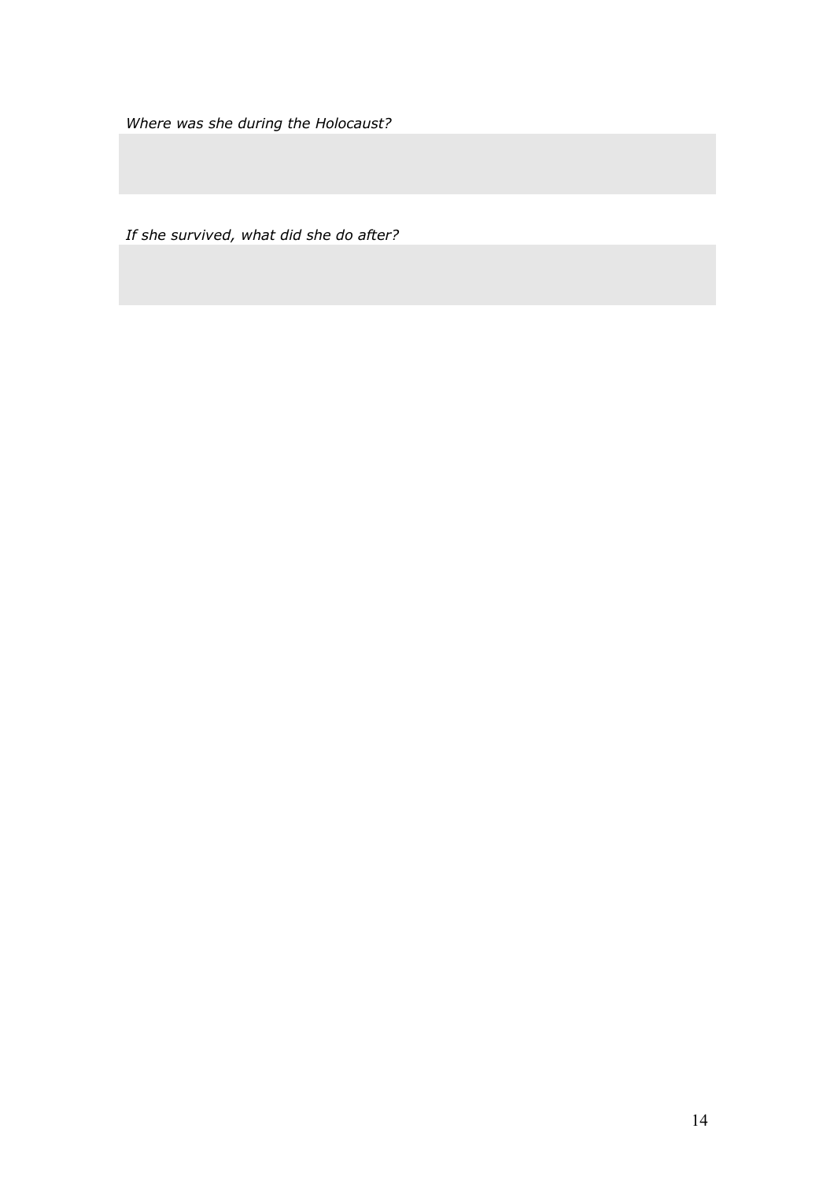*Where was she during the Holocaust?*

*If she survived, what did she do after?*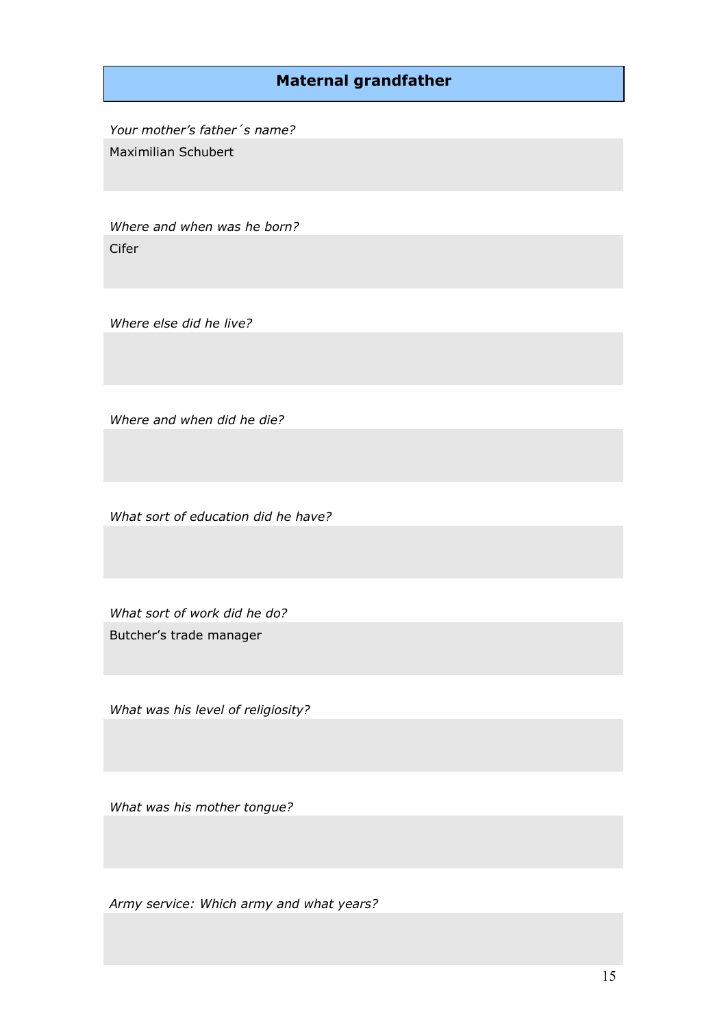## Maternal grandfather

*Your mother's father´s name?*

Maximilian Schubert

*Where and when was he born?*

Cifer

*Where else did he live?*

*Where and when did he die?*

*What sort of education did he have?*

*What sort of work did he do?*

Butcher's trade manager

*What was his level of religiosity?*

*What was his mother tongue?*

*Army service: Which army and what years?*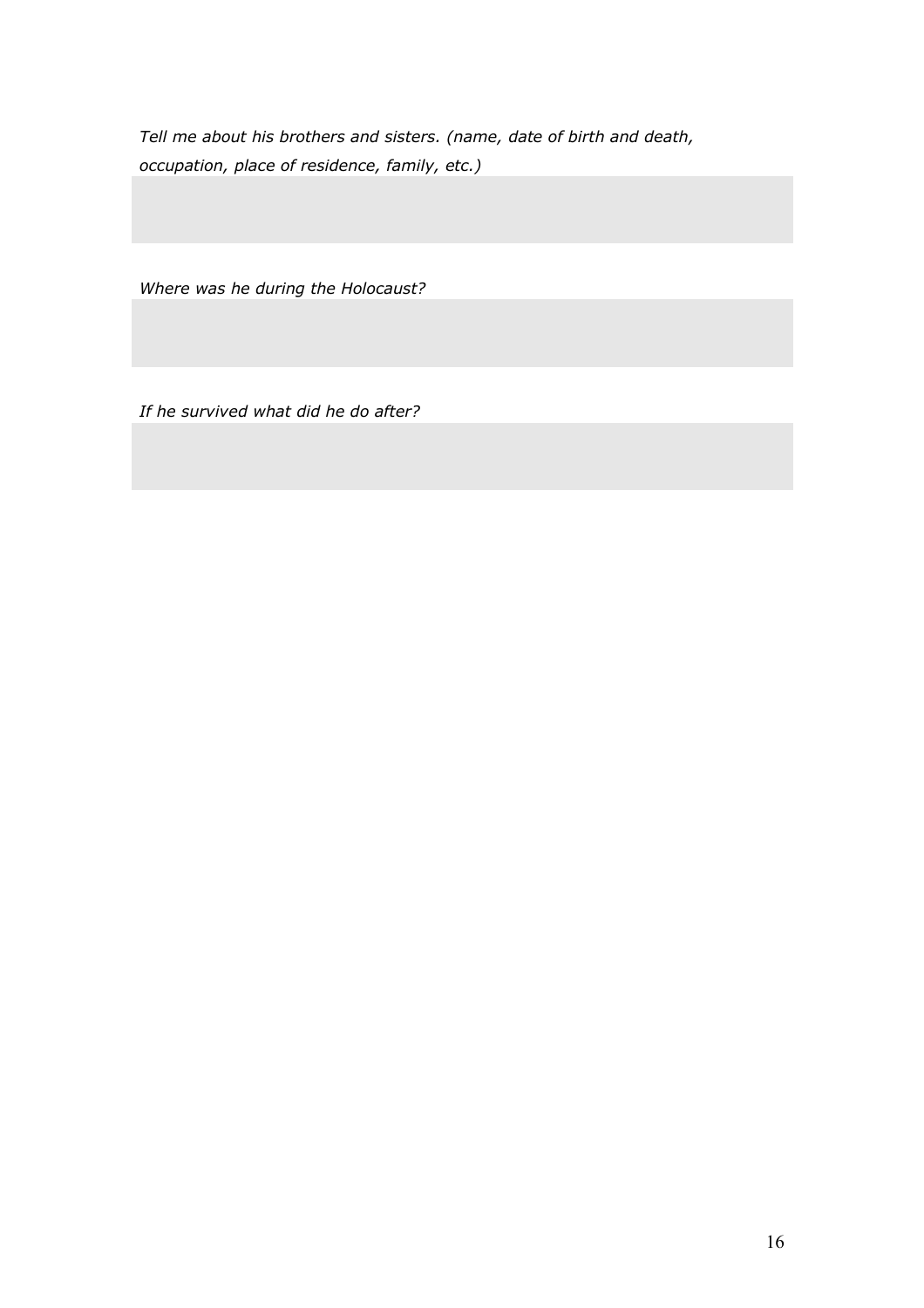*Tell me about his brothers and sisters. (name, date of birth and death, occupation, place of residence, family, etc.)*

*Where was he during the Holocaust?*

*If he survived what did he do after?*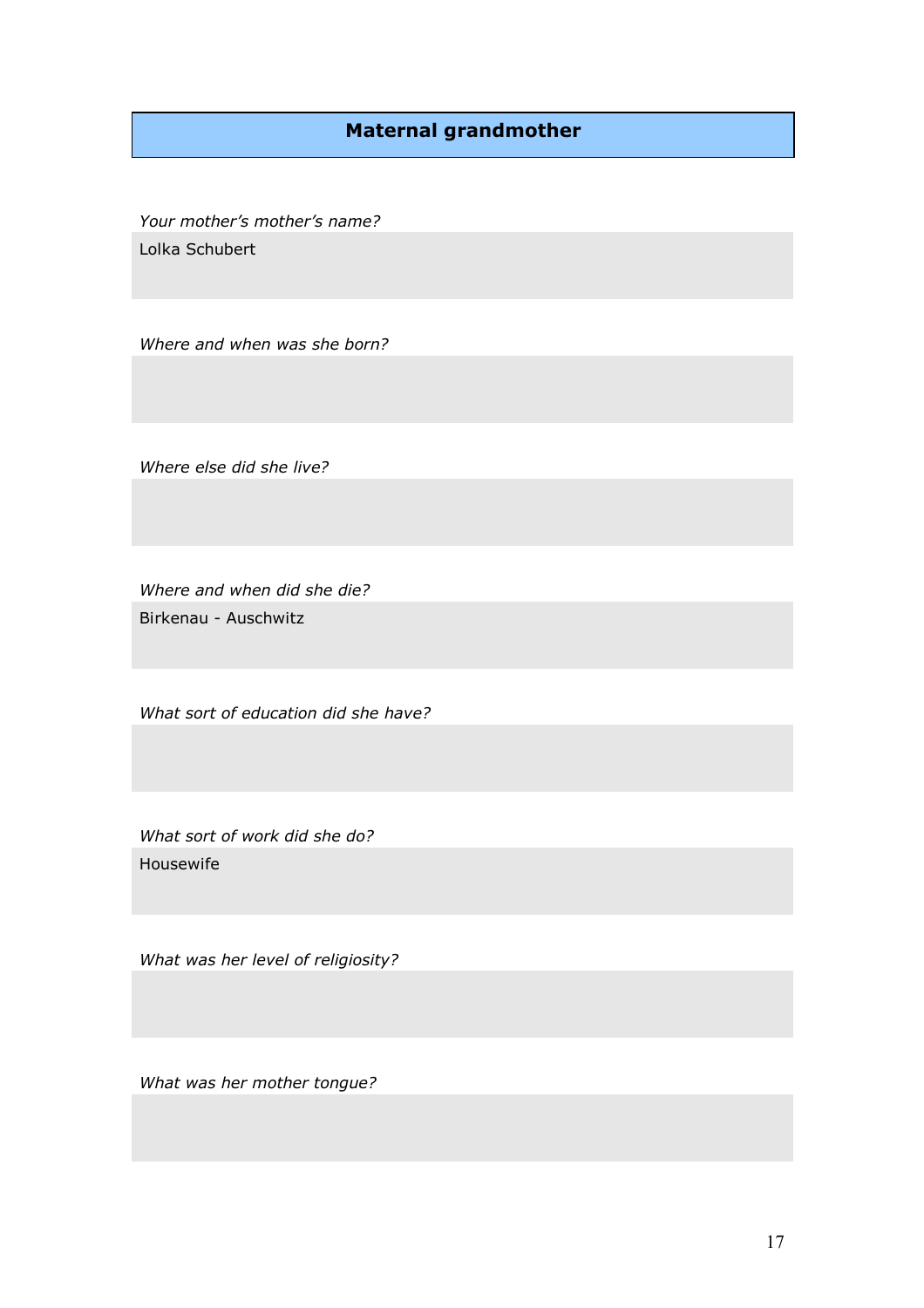## Maternal grandmother

*Your mother's mother's name?*

Lolka Schubert

*Where and when was she born?*

*Where else did she live?*

*Where and when did she die?*

Birkenau - Auschwitz

*What sort of education did she have?*

*What sort of work did she do?*

Housewife

*What was her level of religiosity?*

*What was her mother tongue?*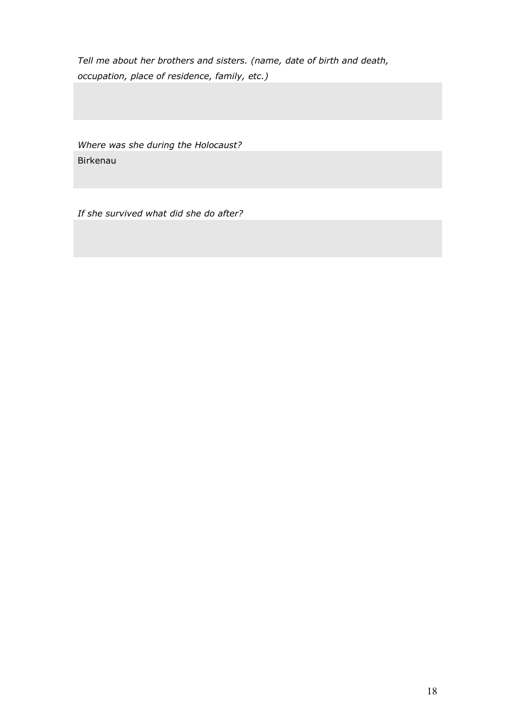*Tell me about her brothers and sisters. (name, date of birth and death, occupation, place of residence, family, etc.)*

*Where was she during the Holocaust?*

Birkenau

*If she survived what did she do after?*